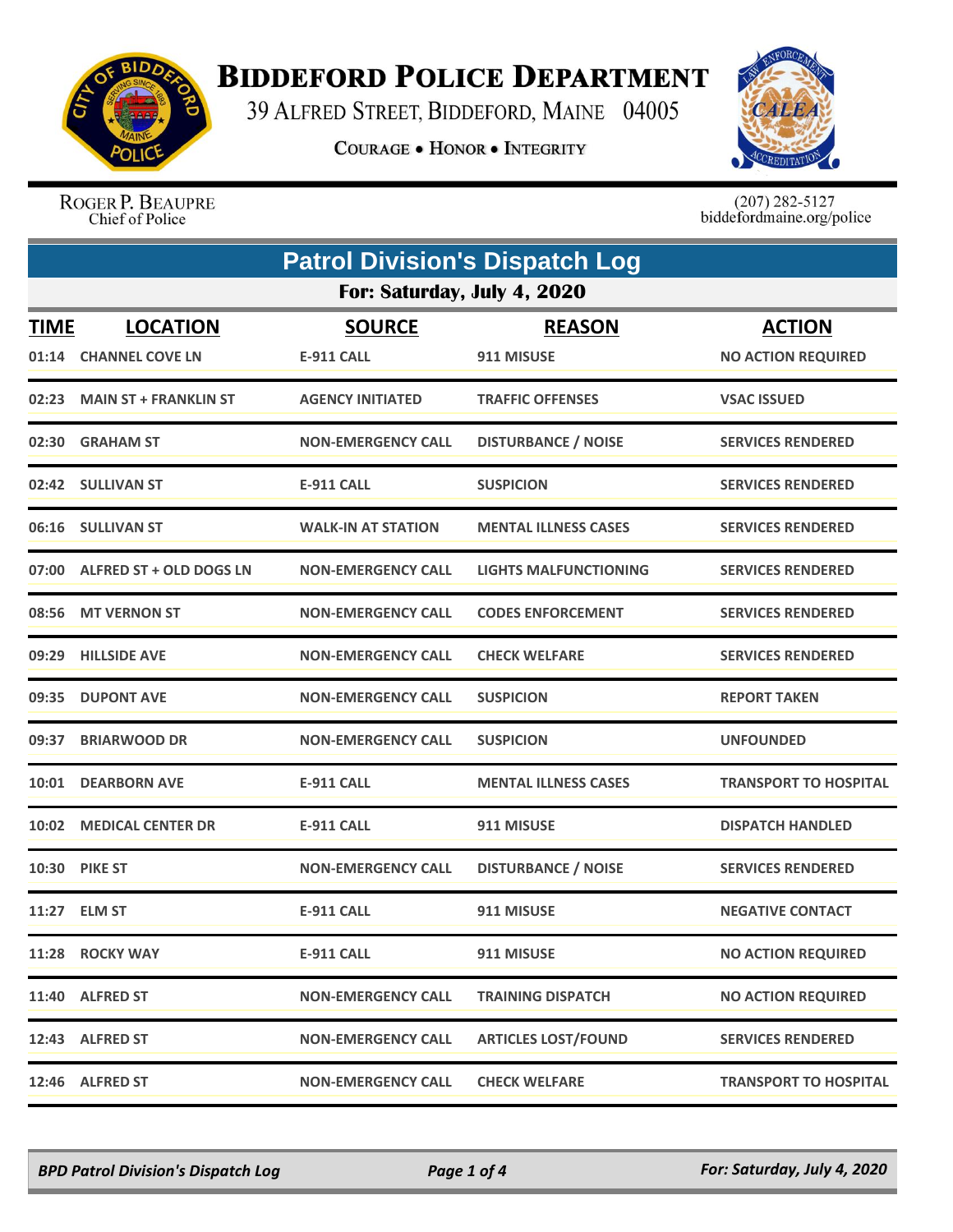# Biddeford Police Department

39 Alfred Street, Biddeford, Maine 04005

Courage • Honor • Integrity

Roger P. Beaupre
Chief of Police

(207) 282-5127
biddefordmaine.org/police

## Patrol Division's Dispatch Log

### For: Saturday, July 4, 2020

| TIME | LOCATION | SOURCE | REASON | ACTION |
|---|---|---|---|---|
| 01:14 | CHANNEL COVE LN | E-911 CALL | 911 MISUSE | NO ACTION REQUIRED |
| 02:23 | MAIN ST + FRANKLIN ST | AGENCY INITIATED | TRAFFIC OFFENSES | VSAC ISSUED |
| 02:30 | GRAHAM ST | NON-EMERGENCY CALL | DISTURBANCE / NOISE | SERVICES RENDERED |
| 02:42 | SULLIVAN ST | E-911 CALL | SUSPICION | SERVICES RENDERED |
| 06:16 | SULLIVAN ST | WALK-IN AT STATION | MENTAL ILLNESS CASES | SERVICES RENDERED |
| 07:00 | ALFRED ST + OLD DOGS LN | NON-EMERGENCY CALL | LIGHTS MALFUNCTIONING | SERVICES RENDERED |
| 08:56 | MT VERNON ST | NON-EMERGENCY CALL | CODES ENFORCEMENT | SERVICES RENDERED |
| 09:29 | HILLSIDE AVE | NON-EMERGENCY CALL | CHECK WELFARE | SERVICES RENDERED |
| 09:35 | DUPONT AVE | NON-EMERGENCY CALL | SUSPICION | REPORT TAKEN |
| 09:37 | BRIARWOOD DR | NON-EMERGENCY CALL | SUSPICION | UNFOUNDED |
| 10:01 | DEARBORN AVE | E-911 CALL | MENTAL ILLNESS CASES | TRANSPORT TO HOSPITAL |
| 10:02 | MEDICAL CENTER DR | E-911 CALL | 911 MISUSE | DISPATCH HANDLED |
| 10:30 | PIKE ST | NON-EMERGENCY CALL | DISTURBANCE / NOISE | SERVICES RENDERED |
| 11:27 | ELM ST | E-911 CALL | 911 MISUSE | NEGATIVE CONTACT |
| 11:28 | ROCKY WAY | E-911 CALL | 911 MISUSE | NO ACTION REQUIRED |
| 11:40 | ALFRED ST | NON-EMERGENCY CALL | TRAINING DISPATCH | NO ACTION REQUIRED |
| 12:43 | ALFRED ST | NON-EMERGENCY CALL | ARTICLES LOST/FOUND | SERVICES RENDERED |
| 12:46 | ALFRED ST | NON-EMERGENCY CALL | CHECK WELFARE | TRANSPORT TO HOSPITAL |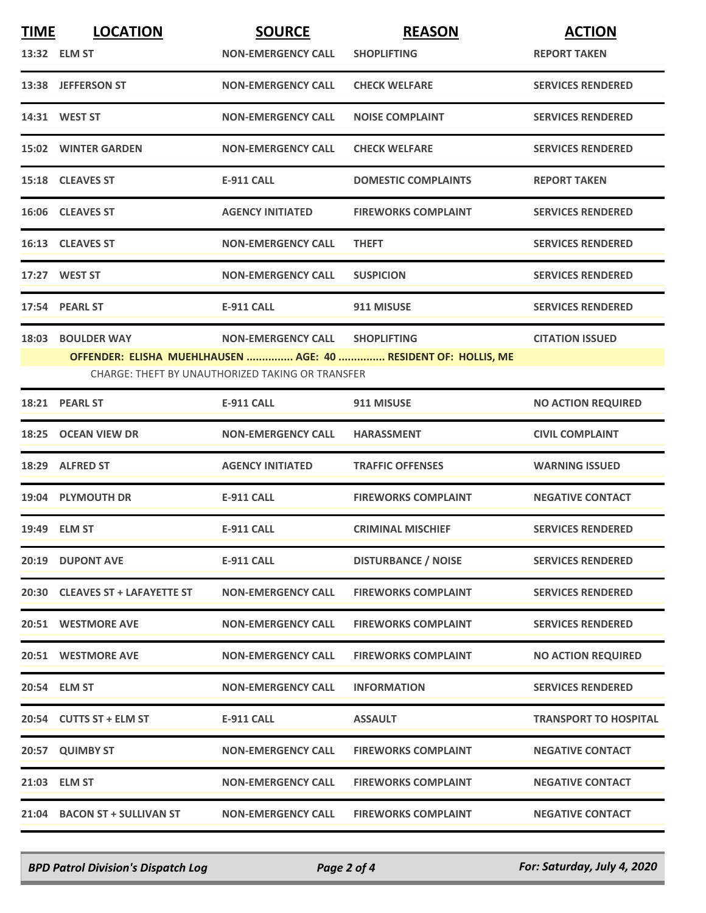| TIME | LOCATION | SOURCE | REASON | ACTION |
|---|---|---|---|---|
| 13:32 | ELM ST | NON-EMERGENCY CALL | SHOPLIFTING | REPORT TAKEN |
| 13:38 | JEFFERSON ST | NON-EMERGENCY CALL | CHECK WELFARE | SERVICES RENDERED |
| 14:31 | WEST ST | NON-EMERGENCY CALL | NOISE COMPLAINT | SERVICES RENDERED |
| 15:02 | WINTER GARDEN | NON-EMERGENCY CALL | CHECK WELFARE | SERVICES RENDERED |
| 15:18 | CLEAVES ST | E-911 CALL | DOMESTIC COMPLAINTS | REPORT TAKEN |
| 16:06 | CLEAVES ST | AGENCY INITIATED | FIREWORKS COMPLAINT | SERVICES RENDERED |
| 16:13 | CLEAVES ST | NON-EMERGENCY CALL | THEFT | SERVICES RENDERED |
| 17:27 | WEST ST | NON-EMERGENCY CALL | SUSPICION | SERVICES RENDERED |
| 17:54 | PEARL ST | E-911 CALL | 911 MISUSE | SERVICES RENDERED |
| 18:03 | BOULDER WAY | NON-EMERGENCY CALL | SHOPLIFTING | CITATION ISSUED |
| | OFFENDER: ELISHA MUEHLHAUSEN ............... AGE: 40 ............... RESIDENT OF: HOLLIS, ME | | | |
| | CHARGE: THEFT BY UNAUTHORIZED TAKING OR TRANSFER | | | |
| 18:21 | PEARL ST | E-911 CALL | 911 MISUSE | NO ACTION REQUIRED |
| 18:25 | OCEAN VIEW DR | NON-EMERGENCY CALL | HARASSMENT | CIVIL COMPLAINT |
| 18:29 | ALFRED ST | AGENCY INITIATED | TRAFFIC OFFENSES | WARNING ISSUED |
| 19:04 | PLYMOUTH DR | E-911 CALL | FIREWORKS COMPLAINT | NEGATIVE CONTACT |
| 19:49 | ELM ST | E-911 CALL | CRIMINAL MISCHIEF | SERVICES RENDERED |
| 20:19 | DUPONT AVE | E-911 CALL | DISTURBANCE / NOISE | SERVICES RENDERED |
| 20:30 | CLEAVES ST + LAFAYETTE ST | NON-EMERGENCY CALL | FIREWORKS COMPLAINT | SERVICES RENDERED |
| 20:51 | WESTMORE AVE | NON-EMERGENCY CALL | FIREWORKS COMPLAINT | SERVICES RENDERED |
| 20:51 | WESTMORE AVE | NON-EMERGENCY CALL | FIREWORKS COMPLAINT | NO ACTION REQUIRED |
| 20:54 | ELM ST | NON-EMERGENCY CALL | INFORMATION | SERVICES RENDERED |
| 20:54 | CUTTS ST + ELM ST | E-911 CALL | ASSAULT | TRANSPORT TO HOSPITAL |
| 20:57 | QUIMBY ST | NON-EMERGENCY CALL | FIREWORKS COMPLAINT | NEGATIVE CONTACT |
| 21:03 | ELM ST | NON-EMERGENCY CALL | FIREWORKS COMPLAINT | NEGATIVE CONTACT |
| 21:04 | BACON ST + SULLIVAN ST | NON-EMERGENCY CALL | FIREWORKS COMPLAINT | NEGATIVE CONTACT |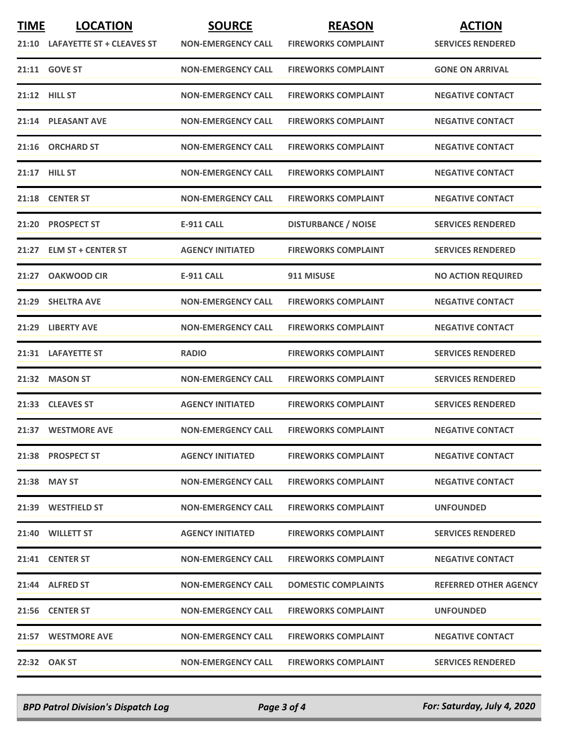| TIME | LOCATION | SOURCE | REASON | ACTION |
| --- | --- | --- | --- | --- |
| 21:10 | LAFAYETTE ST + CLEAVES ST | NON-EMERGENCY CALL | FIREWORKS COMPLAINT | SERVICES RENDERED |
| 21:11 | GOVE ST | NON-EMERGENCY CALL | FIREWORKS COMPLAINT | GONE ON ARRIVAL |
| 21:12 | HILL ST | NON-EMERGENCY CALL | FIREWORKS COMPLAINT | NEGATIVE CONTACT |
| 21:14 | PLEASANT AVE | NON-EMERGENCY CALL | FIREWORKS COMPLAINT | NEGATIVE CONTACT |
| 21:16 | ORCHARD ST | NON-EMERGENCY CALL | FIREWORKS COMPLAINT | NEGATIVE CONTACT |
| 21:17 | HILL ST | NON-EMERGENCY CALL | FIREWORKS COMPLAINT | NEGATIVE CONTACT |
| 21:18 | CENTER ST | NON-EMERGENCY CALL | FIREWORKS COMPLAINT | NEGATIVE CONTACT |
| 21:20 | PROSPECT ST | E-911 CALL | DISTURBANCE / NOISE | SERVICES RENDERED |
| 21:27 | ELM ST + CENTER ST | AGENCY INITIATED | FIREWORKS COMPLAINT | SERVICES RENDERED |
| 21:27 | OAKWOOD CIR | E-911 CALL | 911 MISUSE | NO ACTION REQUIRED |
| 21:29 | SHELTRA AVE | NON-EMERGENCY CALL | FIREWORKS COMPLAINT | NEGATIVE CONTACT |
| 21:29 | LIBERTY AVE | NON-EMERGENCY CALL | FIREWORKS COMPLAINT | NEGATIVE CONTACT |
| 21:31 | LAFAYETTE ST | RADIO | FIREWORKS COMPLAINT | SERVICES RENDERED |
| 21:32 | MASON ST | NON-EMERGENCY CALL | FIREWORKS COMPLAINT | SERVICES RENDERED |
| 21:33 | CLEAVES ST | AGENCY INITIATED | FIREWORKS COMPLAINT | SERVICES RENDERED |
| 21:37 | WESTMORE AVE | NON-EMERGENCY CALL | FIREWORKS COMPLAINT | NEGATIVE CONTACT |
| 21:38 | PROSPECT ST | AGENCY INITIATED | FIREWORKS COMPLAINT | NEGATIVE CONTACT |
| 21:38 | MAY ST | NON-EMERGENCY CALL | FIREWORKS COMPLAINT | NEGATIVE CONTACT |
| 21:39 | WESTFIELD ST | NON-EMERGENCY CALL | FIREWORKS COMPLAINT | UNFOUNDED |
| 21:40 | WILLETT ST | AGENCY INITIATED | FIREWORKS COMPLAINT | SERVICES RENDERED |
| 21:41 | CENTER ST | NON-EMERGENCY CALL | FIREWORKS COMPLAINT | NEGATIVE CONTACT |
| 21:44 | ALFRED ST | NON-EMERGENCY CALL | DOMESTIC COMPLAINTS | REFERRED OTHER AGENCY |
| 21:56 | CENTER ST | NON-EMERGENCY CALL | FIREWORKS COMPLAINT | UNFOUNDED |
| 21:57 | WESTMORE AVE | NON-EMERGENCY CALL | FIREWORKS COMPLAINT | NEGATIVE CONTACT |
| 22:32 | OAK ST | NON-EMERGENCY CALL | FIREWORKS COMPLAINT | SERVICES RENDERED |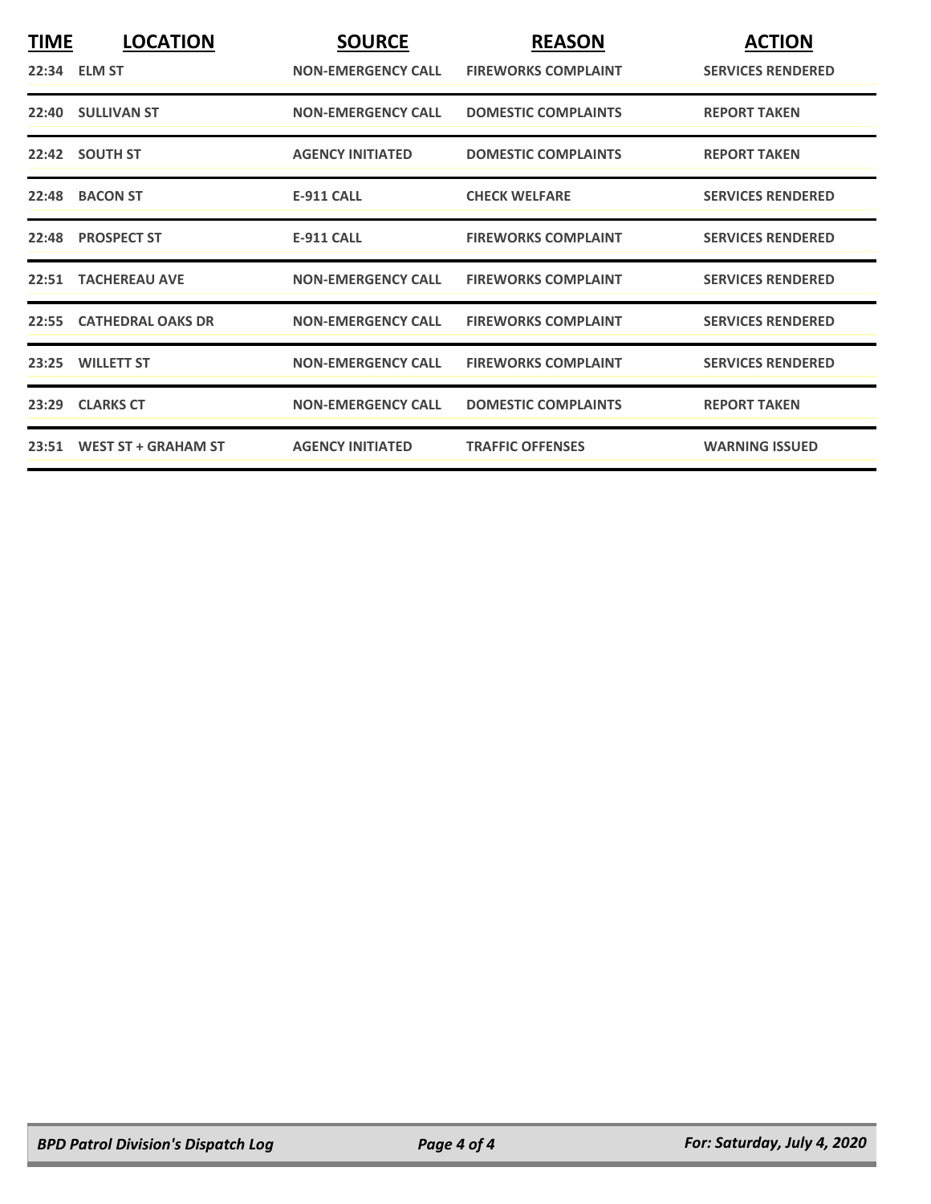| TIME | LOCATION | SOURCE | REASON | ACTION |
| --- | --- | --- | --- | --- |
| 22:34 | ELM ST | NON-EMERGENCY CALL | FIREWORKS COMPLAINT | SERVICES RENDERED |
| 22:40 | SULLIVAN ST | NON-EMERGENCY CALL | DOMESTIC COMPLAINTS | REPORT TAKEN |
| 22:42 | SOUTH ST | AGENCY INITIATED | DOMESTIC COMPLAINTS | REPORT TAKEN |
| 22:48 | BACON ST | E-911 CALL | CHECK WELFARE | SERVICES RENDERED |
| 22:48 | PROSPECT ST | E-911 CALL | FIREWORKS COMPLAINT | SERVICES RENDERED |
| 22:51 | TACHEREAU AVE | NON-EMERGENCY CALL | FIREWORKS COMPLAINT | SERVICES RENDERED |
| 22:55 | CATHEDRAL OAKS DR | NON-EMERGENCY CALL | FIREWORKS COMPLAINT | SERVICES RENDERED |
| 23:25 | WILLETT ST | NON-EMERGENCY CALL | FIREWORKS COMPLAINT | SERVICES RENDERED |
| 23:29 | CLARKS CT | NON-EMERGENCY CALL | DOMESTIC COMPLAINTS | REPORT TAKEN |
| 23:51 | WEST ST + GRAHAM ST | AGENCY INITIATED | TRAFFIC OFFENSES | WARNING ISSUED |